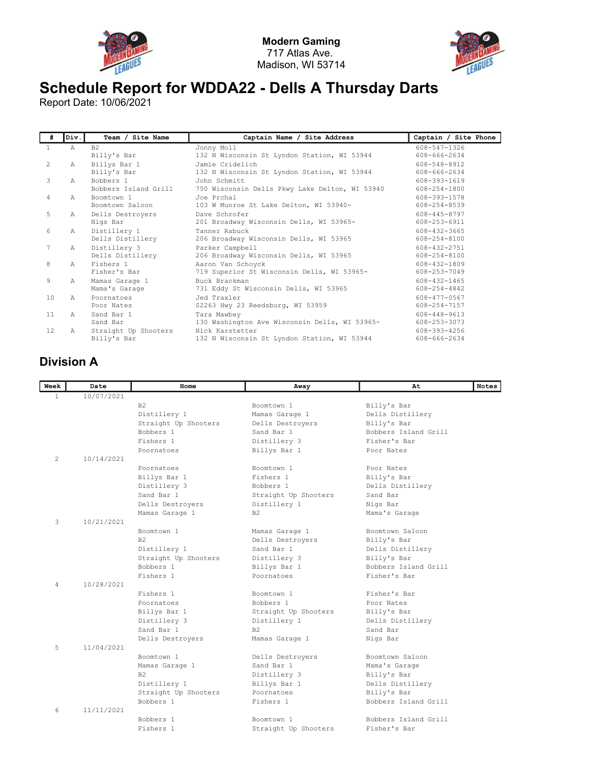**Modern Gaming**
717 Atlas Ave.
Madison, WI 53714

# Schedule Report for WDDA22 - Dells A Thursday Darts

Report Date: 10/06/2021

| # | Div. | Team / Site Name | Captain Name / Site Address | Captain / Site Phone |
|---|---|---|---|---|
| 1 | A | B2<br>Billy's Bar | Jonny Moll<br>132 N Wisconsin St Lyndon Station, WI 53944 | 608-547-1326<br>608-666-2634 |
| 2 | A | Billys Bar 1<br>Billy's Bar | Jamie Cridelich<br>132 N Wisconsin St Lyndon Station, WI 53944 | 608-548-8912<br>608-666-2634 |
| 3 | A | Bobbers 1<br>Bobbers Island Grill | John Schmitt<br>750 Wisconsin Dells Pkwy Lake Delton, WI 53940 | 608-393-1619<br>608-254-1800 |
| 4 | A | Boomtown 1<br>Boomtown Saloon | Joe Prchal<br>103 W Munroe St Lake Delton, WI 53940- | 608-393-1578<br>608-254-8539 |
| 5 | A | Dells Destroyers<br>Nigs Bar | Dave Schrofer<br>201 Broadway Wisconsin Dells, WI 53965- | 608-445-8797<br>608-253-6911 |
| 6 | A | Distillery 1<br>Dells Distillery | Tanner Rabuck<br>206 Broadway Wisconsin Dells, WI 53965 | 608-432-3665<br>608-254-8100 |
| 7 | A | Distillery 3<br>Dells Distillery | Parker Campbell<br>206 Broadway Wisconsin Dells, WI 53965 | 608-432-2751<br>608-254-8100 |
| 8 | A | Fishers 1<br>Fisher's Bar | Aaron Van Schoyck<br>719 Superior St Wisconsin Dells, WI 53965- | 608-432-1809<br>608-253-7049 |
| 9 | A | Mamas Garage 1<br>Mama's Garage | Buck Brackman<br>731 Eddy St Wisconsin Dells, WI 53965 | 608-432-1465<br>608-254-4842 |
| 10 | A | Poornatoes<br>Poor Nates | Jed Traxler<br>S2263 Hwy 23 Reedsburg, WI 53959 | 608-477-0567<br>608-254-7157 |
| 11 | A | Sand Bar 1<br>Sand Bar | Tara Mawbey<br>130 Washington Ave Wisconsin Dells, WI 53965- | 608-448-9613<br>608-253-3073 |
| 12 | A | Straight Up Shooters<br>Billy's Bar | Nick Karstetter<br>132 N Wisconsin St Lyndon Station, WI 53944 | 608-393-4256<br>608-666-2634 |

## Division A

| Week | Date | Home | Away | At | Notes |
|---|---|---|---|---|---|
| 1 | 10/07/2021 | | | | |
| | | B2 | Boomtown 1 | Billy's Bar | |
| | | Distillery 1 | Mamas Garage 1 | Dells Distillery | |
| | | Straight Up Shooters | Dells Destroyers | Billy's Bar | |
| | | Bobbers 1 | Sand Bar 1 | Bobbers Island Grill | |
| | | Fishers 1 | Distillery 3 | Fisher's Bar | |
| | | Poornatoes | Billys Bar 1 | Poor Nates | |
| 2 | 10/14/2021 | | | | |
| | | Poornatoes | Boomtown 1 | Poor Nates | |
| | | Billys Bar 1 | Fishers 1 | Billy's Bar | |
| | | Distillery 3 | Bobbers 1 | Dells Distillery | |
| | | Sand Bar 1 | Straight Up Shooters | Sand Bar | |
| | | Dells Destroyers | Distillery 1 | Nigs Bar | |
| | | Mamas Garage 1 | B2 | Mama's Garage | |
| 3 | 10/21/2021 | | | | |
| | | Boomtown 1 | Mamas Garage 1 | Boomtown Saloon | |
| | | B2 | Dells Destroyers | Billy's Bar | |
| | | Distillery 1 | Sand Bar 1 | Dells Distillery | |
| | | Straight Up Shooters | Distillery 3 | Billy's Bar | |
| | | Bobbers 1 | Billys Bar 1 | Bobbers Island Grill | |
| | | Fishers 1 | Poornatoes | Fisher's Bar | |
| 4 | 10/28/2021 | | | | |
| | | Fishers 1 | Boomtown 1 | Fisher's Bar | |
| | | Poornatoes | Bobbers 1 | Poor Nates | |
| | | Billys Bar 1 | Straight Up Shooters | Billy's Bar | |
| | | Distillery 3 | Distillery 1 | Dells Distillery | |
| | | Sand Bar 1 | B2 | Sand Bar | |
| | | Dells Destroyers | Mamas Garage 1 | Nigs Bar | |
| 5 | 11/04/2021 | | | | |
| | | Boomtown 1 | Dells Destroyers | Boomtown Saloon | |
| | | Mamas Garage 1 | Sand Bar 1 | Mama's Garage | |
| | | B2 | Distillery 3 | Billy's Bar | |
| | | Distillery 1 | Billys Bar 1 | Dells Distillery | |
| | | Straight Up Shooters | Poornatoes | Billy's Bar | |
| | | Bobbers 1 | Fishers 1 | Bobbers Island Grill | |
| 6 | 11/11/2021 | | | | |
| | | Bobbers 1 | Boomtown 1 | Bobbers Island Grill | |
| | | Fishers 1 | Straight Up Shooters | Fisher's Bar | |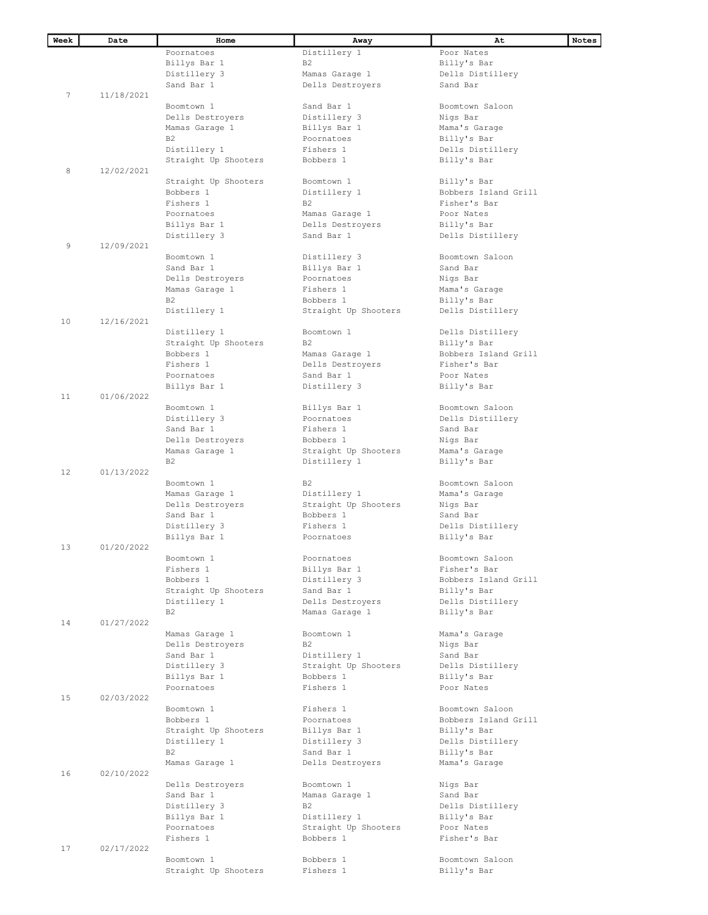| Week | Date | Home | Away | At | Notes |
|---|---|---|---|---|---|
| | | Poornatoes | Distillery 1 | Poor Nates | |
| | | Billys Bar 1 | B2 | Billy's Bar | |
| | | Distillery 3 | Mamas Garage 1 | Dells Distillery | |
| | | Sand Bar 1 | Dells Destroyers | Sand Bar | |
| 7 | 11/18/2021 | | | | |
| | | Boomtown 1 | Sand Bar 1 | Boomtown Saloon | |
| | | Dells Destroyers | Distillery 3 | Nigs Bar | |
| | | Mamas Garage 1 | Billys Bar 1 | Mama's Garage | |
| | | B2 | Poornatoes | Billy's Bar | |
| | | Distillery 1 | Fishers 1 | Dells Distillery | |
| | | Straight Up Shooters | Bobbers 1 | Billy's Bar | |
| 8 | 12/02/2021 | | | | |
| | | Straight Up Shooters | Boomtown 1 | Billy's Bar | |
| | | Bobbers 1 | Distillery 1 | Bobbers Island Grill | |
| | | Fishers 1 | B2 | Fisher's Bar | |
| | | Poornatoes | Mamas Garage 1 | Poor Nates | |
| | | Billys Bar 1 | Dells Destroyers | Billy's Bar | |
| | | Distillery 3 | Sand Bar 1 | Dells Distillery | |
| 9 | 12/09/2021 | | | | |
| | | Boomtown 1 | Distillery 3 | Boomtown Saloon | |
| | | Sand Bar 1 | Billys Bar 1 | Sand Bar | |
| | | Dells Destroyers | Poornatoes | Nigs Bar | |
| | | Mamas Garage 1 | Fishers 1 | Mama's Garage | |
| | | B2 | Bobbers 1 | Billy's Bar | |
| | | Distillery 1 | Straight Up Shooters | Dells Distillery | |
| 10 | 12/16/2021 | | | | |
| | | Distillery 1 | Boomtown 1 | Dells Distillery | |
| | | Straight Up Shooters | B2 | Billy's Bar | |
| | | Bobbers 1 | Mamas Garage 1 | Bobbers Island Grill | |
| | | Fishers 1 | Dells Destroyers | Fisher's Bar | |
| | | Poornatoes | Sand Bar 1 | Poor Nates | |
| | | Billys Bar 1 | Distillery 3 | Billy's Bar | |
| 11 | 01/06/2022 | | | | |
| | | Boomtown 1 | Billys Bar 1 | Boomtown Saloon | |
| | | Distillery 3 | Poornatoes | Dells Distillery | |
| | | Sand Bar 1 | Fishers 1 | Sand Bar | |
| | | Dells Destroyers | Bobbers 1 | Nigs Bar | |
| | | Mamas Garage 1 | Straight Up Shooters | Mama's Garage | |
| | | B2 | Distillery 1 | Billy's Bar | |
| 12 | 01/13/2022 | | | | |
| | | Boomtown 1 | B2 | Boomtown Saloon | |
| | | Mamas Garage 1 | Distillery 1 | Mama's Garage | |
| | | Dells Destroyers | Straight Up Shooters | Nigs Bar | |
| | | Sand Bar 1 | Bobbers 1 | Sand Bar | |
| | | Distillery 3 | Fishers 1 | Dells Distillery | |
| | | Billys Bar 1 | Poornatoes | Billy's Bar | |
| 13 | 01/20/2022 | | | | |
| | | Boomtown 1 | Poornatoes | Boomtown Saloon | |
| | | Fishers 1 | Billys Bar 1 | Fisher's Bar | |
| | | Bobbers 1 | Distillery 3 | Bobbers Island Grill | |
| | | Straight Up Shooters | Sand Bar 1 | Billy's Bar | |
| | | Distillery 1 | Dells Destroyers | Dells Distillery | |
| | | B2 | Mamas Garage 1 | Billy's Bar | |
| 14 | 01/27/2022 | | | | |
| | | Mamas Garage 1 | Boomtown 1 | Mama's Garage | |
| | | Dells Destroyers | B2 | Nigs Bar | |
| | | Sand Bar 1 | Distillery 1 | Sand Bar | |
| | | Distillery 3 | Straight Up Shooters | Dells Distillery | |
| | | Billys Bar 1 | Bobbers 1 | Billy's Bar | |
| | | Poornatoes | Fishers 1 | Poor Nates | |
| 15 | 02/03/2022 | | | | |
| | | Boomtown 1 | Fishers 1 | Boomtown Saloon | |
| | | Bobbers 1 | Poornatoes | Bobbers Island Grill | |
| | | Straight Up Shooters | Billys Bar 1 | Billy's Bar | |
| | | Distillery 1 | Distillery 3 | Dells Distillery | |
| | | B2 | Sand Bar 1 | Billy's Bar | |
| | | Mamas Garage 1 | Dells Destroyers | Mama's Garage | |
| 16 | 02/10/2022 | | | | |
| | | Dells Destroyers | Boomtown 1 | Nigs Bar | |
| | | Sand Bar 1 | Mamas Garage 1 | Sand Bar | |
| | | Distillery 3 | B2 | Dells Distillery | |
| | | Billys Bar 1 | Distillery 1 | Billy's Bar | |
| | | Poornatoes | Straight Up Shooters | Poor Nates | |
| | | Fishers 1 | Bobbers 1 | Fisher's Bar | |
| 17 | 02/17/2022 | | | | |
| | | Boomtown 1 | Bobbers 1 | Boomtown Saloon | |
| | | Straight Up Shooters | Fishers 1 | Billy's Bar | |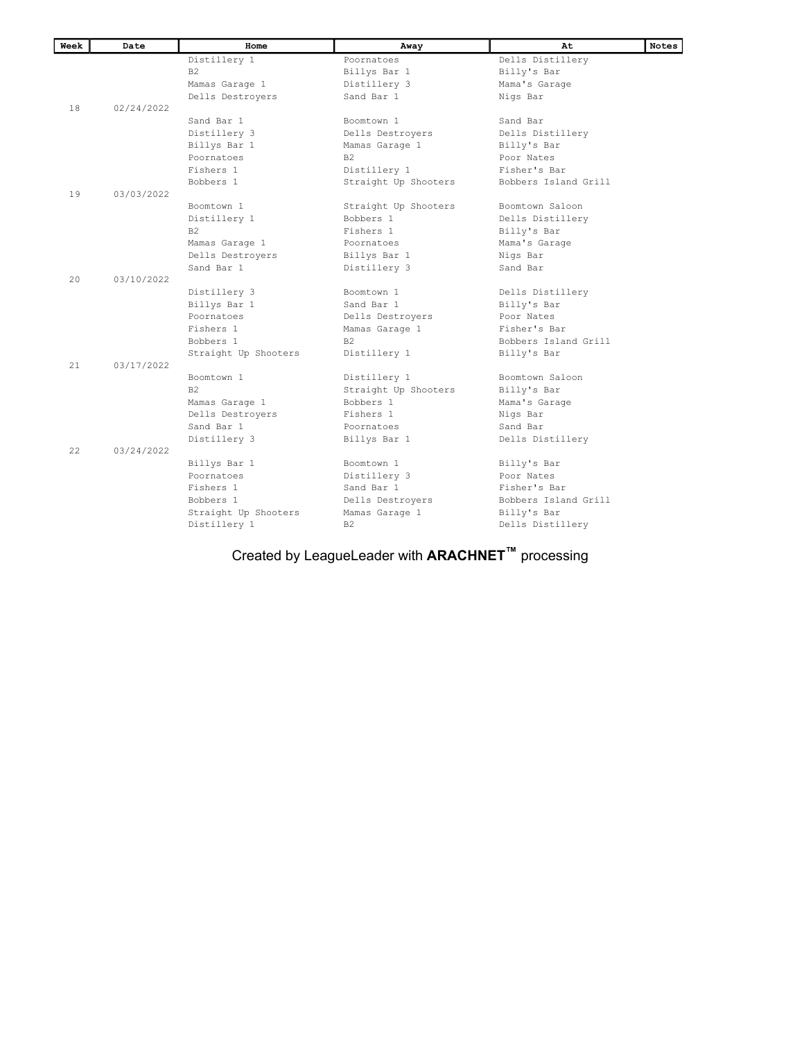| Week | Date | Home | Away | At | Notes |
|---|---|---|---|---|---|
| | | Distillery 1 | Poornatoes | Dells Distillery | |
| | | B2 | Billys Bar 1 | Billy's Bar | |
| | | Mamas Garage 1 | Distillery 3 | Mama's Garage | |
| | | Dells Destroyers | Sand Bar 1 | Nigs Bar | |
| 18 | 02/24/2022 | | | | |
| | | Sand Bar 1 | Boomtown 1 | Sand Bar | |
| | | Distillery 3 | Dells Destroyers | Dells Distillery | |
| | | Billys Bar 1 | Mamas Garage 1 | Billy's Bar | |
| | | Poornatoes | B2 | Poor Nates | |
| | | Fishers 1 | Distillery 1 | Fisher's Bar | |
| | | Bobbers 1 | Straight Up Shooters | Bobbers Island Grill | |
| 19 | 03/03/2022 | | | | |
| | | Boomtown 1 | Straight Up Shooters | Boomtown Saloon | |
| | | Distillery 1 | Bobbers 1 | Dells Distillery | |
| | | B2 | Fishers 1 | Billy's Bar | |
| | | Mamas Garage 1 | Poornatoes | Mama's Garage | |
| | | Dells Destroyers | Billys Bar 1 | Nigs Bar | |
| | | Sand Bar 1 | Distillery 3 | Sand Bar | |
| 20 | 03/10/2022 | | | | |
| | | Distillery 3 | Boomtown 1 | Dells Distillery | |
| | | Billys Bar 1 | Sand Bar 1 | Billy's Bar | |
| | | Poornatoes | Dells Destroyers | Poor Nates | |
| | | Fishers 1 | Mamas Garage 1 | Fisher's Bar | |
| | | Bobbers 1 | B2 | Bobbers Island Grill | |
| | | Straight Up Shooters | Distillery 1 | Billy's Bar | |
| 21 | 03/17/2022 | | | | |
| | | Boomtown 1 | Distillery 1 | Boomtown Saloon | |
| | | B2 | Straight Up Shooters | Billy's Bar | |
| | | Mamas Garage 1 | Bobbers 1 | Mama's Garage | |
| | | Dells Destroyers | Fishers 1 | Nigs Bar | |
| | | Sand Bar 1 | Poornatoes | Sand Bar | |
| | | Distillery 3 | Billys Bar 1 | Dells Distillery | |
| 22 | 03/24/2022 | | | | |
| | | Billys Bar 1 | Boomtown 1 | Billy's Bar | |
| | | Poornatoes | Distillery 3 | Poor Nates | |
| | | Fishers 1 | Sand Bar 1 | Fisher's Bar | |
| | | Bobbers 1 | Dells Destroyers | Bobbers Island Grill | |
| | | Straight Up Shooters | Mamas Garage 1 | Billy's Bar | |
| | | Distillery 1 | B2 | Dells Distillery | |

Created by LeagueLeader with **ARACHNET™** processing